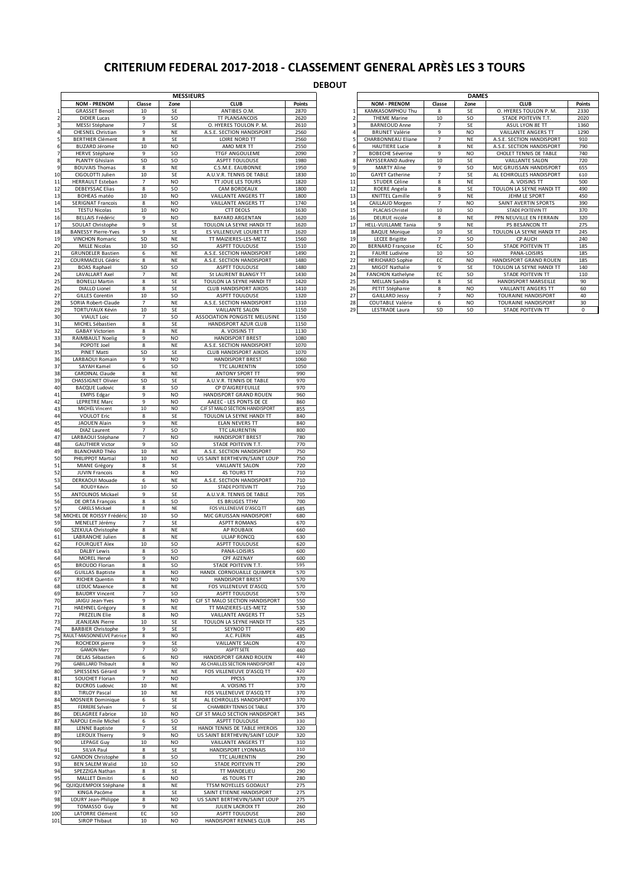# CRITERIUM FEDERAL 2017-2018 - CLASSEMENT GENERAL APRÈS LES 3 TOURS

## DEBOUT

### MESSIEURS

| | NOM - PRENOM | Classe | Zone | CLUB | Points |
|---|---|---|---|---|---|
| 1 | GRASSET Benoit | 10 | SE | ANTIBES O.M. | 2870 |
| 2 | DIDIER Lucas | 9 | SO | TT PLANSANCOIS | 2620 |
| 3 | MESSI Stéphane | 7 | SE | O. HYERES TOULON P. M. | 2610 |
| 4 | CHESNEL Christian | 9 | NE | A.S.E. SECTION HANDISPORT | 2560 |
| 5 | BERTHIER Clément | 8 | SE | LOIRE NORD TT | 2560 |
| 6 | BUZARD Jérome | 10 | NO | AMO MER TT | 2550 |
| 7 | HERVE Stéphane | 9 | SO | TTGF ANGOULEME | 2090 |
| 8 | PLANTY Ghislain | SD | SO | ASPTT TOULOUSE | 1980 |
| 9 | BOUVAIS Thomas | 8 | NE | C.S.M.E. EAUBONNE | 1950 |
| 10 | CIGOLOTTI Julien | 10 | SE | A.U.V.R. TENNIS DE TABLE | 1830 |
| 11 | HERRAULT Esteban | 7 | NO | TT JOUE LES TOURS | 1820 |
| 12 | DEBEYSSAC Elias | 8 | SO | CAM BORDEAUX | 1800 |
| 13 | BOHEAS matéo | 10 | NO | VAILLANTE ANGERS TT | 1800 |
| 14 | SERIGNAT Francois | 8 | NO | VAILLANTE ANGERS TT | 1740 |
| 15 | TESTU Nicolas | 10 | NO | CTT DEOLS | 1630 |
| 16 | BELLAIS Frédéric | 9 | NO | BAYARD ARGENTAN | 1620 |
| 17 | SOULAT Christophe | 9 | SE | TOULON LA SEYNE HANDI TT | 1620 |
| 18 | BANESSY Pierre-Yves | 9 | SE | ES VILLENEUVE LOUBET TT | 1620 |
| 19 | VINCHON Romaric | SD | NE | TT MAIZIERES-LES-METZ | 1560 |
| 20 | MILLE Nicolas | 10 | SO | ASPTT TOULOUSE | 1510 |
| 21 | GRUNDELER Bastien | 6 | NE | A.S.E. SECTION HANDISPORT | 1490 |
| 22 | COURMACEUL Cédric | 8 | NE | A.S.E. SECTION HANDISPORT | 1480 |
| 23 | BOAS Raphael | SD | SO | ASPTT TOULOUSE | 1480 |
| 24 | LAVALLART Axel | 7 | NE | St LAURENT BLANGY TT | 1430 |
| 25 | BONELLI Martin | 8 | SE | TOULON LA SEYNE HANDI TT | 1420 |
| 26 | DIALLO Lionel | 8 | SE | CLUB HANDISPORT AIXOIS | 1410 |
| 27 | GILLES Corentin | 10 | SO | ASPTT TOULOUSE | 1320 |
| 28 | SORIA Robert-Claude | 7 | NE | A.S.E. SECTION HANDISPORT | 1310 |
| 29 | TORTUYAUX Kévin | 10 | SE | VAILLANTE SALON | 1150 |
| 30 | VIAULT Loic | 7 | SO | ASSOCIATION PONGISTE MELUSINE | 1150 |
| 31 | MICHEL Sébastien | 8 | SE | HANDISPORT AZUR CLUB | 1150 |
| 32 | GABAY Victorien | 8 | NE | A. VOISINS TT | 1130 |
| 33 | RAIMBAULT Noelig | 9 | NO | HANDISPORT BREST | 1080 |
| 34 | POPOTE Joel | 8 | NE | A.S.E. SECTION HANDISPORT | 1070 |
| 35 | PINET Matti | SD | SE | CLUB HANDISPORT AIXOIS | 1070 |
| 36 | LARBAOUI Romain | 9 | NO | HANDISPORT BREST | 1060 |
| 37 | SAYAH Kamel | 6 | SO | TTC LAURENTIN | 1050 |
| 38 | CARDINAL Claude | 8 | NE | ANTONY SPORT TT | 990 |
| 39 | CHASSIGNET Olivier | SD | SE | A.U.V.R. TENNIS DE TABLE | 970 |
| 40 | BACQUE Ludovic | 8 | SO | CP D'AIGREFEUILLE | 970 |
| 41 | EMPIS Edgar | 9 | NO | HANDISPORT GRAND ROUEN | 960 |
| 42 | LEPRETRE Marc | 9 | NO | AAEEC - LES PONTS DE CE | 860 |
| 43 | MICHEL Vincent | 10 | NO | CJF ST MALO SECTION HANDISPORT | 855 |
| 44 | VOULOT Eric | 8 | SE | TOULON LA SEYNE HANDI TT | 840 |
| 45 | JAOUEN Alain | 9 | NE | ELAN NEVERS TT | 840 |
| 46 | DIAZ Laurent | 7 | SO | TTC LAURENTIN | 800 |
| 47 | LARBAOUI Stéphane | 7 | NO | HANDISPORT BREST | 780 |
| 48 | GAUTHIER Victor | 9 | SO | STADE POITEVIN T.T. | 770 |
| 49 | BLANCHARD Théo | 10 | NE | A.S.E. SECTION HANDISPORT | 750 |
| 50 | PHILIPPOT Martial | 10 | NO | US SAINT BERTHEVIN/SAINT LOUP | 750 |
| 51 | MIANE Grégory | 8 | SE | VAILLANTE SALON | 720 |
| 52 | JUVIN Francois | 8 | NO | 4S TOURS TT | 710 |
| 53 | DERKAOUI Mouade | 6 | NE | A.S.E. SECTION HANDISPORT | 710 |
| 54 | ROUDY Kévin | 10 | SO | STADE POITEVIN TT | 710 |
| 55 | ANTOLINOS Mickael | 9 | SE | A.U.V.R. TENNIS DE TABLE | 705 |
| 56 | DE ORTA François | 8 | SO | ES BRUGES TTHV | 700 |
| 57 | CARELS Mickael | 8 | NE | FOS VILLENEUVE D'ASCQ TT | 685 |
| 58 | MICHEL DE ROISSY Frédéric | 10 | SO | MJC GRUISSAN HANDISPORT | 680 |
| 59 | MENELET Jérémy | 7 | SE | ASPTT ROMANS | 670 |
| 60 | SZEKULA Christophe | 8 | NE | AP ROUBAIX | 660 |
| 61 | LABRANCHE Julien | 8 | NE | ULJAP RONCQ | 630 |
| 62 | FOURQUET Alex | 10 | SO | ASPTT TOULOUSE | 620 |
| 63 | DALBY Lewis | 8 | SO | PANA-LOISIRS | 600 |
| 64 | MOREL Hervé | 9 | NO | CPF AIZENAY | 600 |
| 65 | BROUDO Florian | 8 | SO | STADE POITEVIN T.T. | 595 |
| 66 | GUILLAS Baptiste | 8 | NO | HANDI. CORNOUAILLE QUIMPER | 570 |
| 67 | RICHER Quentin | 8 | NO | HANDISPORT BREST | 570 |
| 68 | LEDUC Maxence | 8 | NE | FOS VILLENEUVE D'ASCQ | 570 |
| 69 | BAUDRY Vincent | 7 | SO | ASPTT TOULOUSE | 570 |
| 70 | JAIGU Jean-Yves | 9 | NO | CJF ST MALO SECTION HANDISPORT | 550 |
| 71 | HAEHNEL Grégory | 8 | NE | TT MAIZIERES-LES-METZ | 530 |
| 72 | PREZELIN Elie | 8 | NO | VAILLANTE ANGERS TT | 525 |
| 73 | JEANJEAN Pierre | 10 | SE | TOULON LA SEYNE HANDI TT | 525 |
| 74 | BARBIER Christophe | 9 | SE | SEYNOD TT | 490 |
| 75 | RAULT-MAISONNEUVE Patrice | 8 | NO | A.C. PLERIN | 485 |
| 76 | ROCHEDIX pierre | 9 | SE | VAILLANTE SALON | 470 |
| 77 | GAMON Marc | 7 | SO | ASPTT SETE | 460 |
| 78 | DELAS Sébastien | 6 | NO | HANDISPORT GRAND ROUEN | 440 |
| 79 | GABILLARD Thibault | 8 | NO | AS CHAILLES SECTION HANDISPORT | 420 |
| 80 | SPIESSENS Gérard | 9 | NE | FOS VILLENEUVE D'ASCQ TT | 420 |
| 81 | SOUCHET Florian | 7 | NO | PPCSS | 370 |
| 82 | DUCROS Ludovic | 10 | NE | A. VOISINS TT | 370 |
| 83 | TIRLOY Pascal | 10 | NE | FOS VILLENEUVE D'ASCQ TT | 370 |
| 84 | MOSNIER Dominique | 6 | SE | AL ECHIROLLES HANDISPORT | 370 |
| 85 | FERRERE Sylvain | 7 | SE | CHAMBERY TENNIS DE TABLE | 370 |
| 86 | DELAGREE Fabrice | 10 | NO | CJF ST MALO SECTION HANDISPORT | 345 |
| 87 | NAPOLI Emile Michel | 6 | SO | ASPTT TOULOUSE | 330 |
| 88 | LENNE Baptiste | 7 | SE | HANDI TENNIS DE TABLE HYEROIS | 320 |
| 89 | LEROUX Thierry | 9 | NO | US SAINT BERTHEVIN/SAINT LOUP | 320 |
| 90 | LEPAGE Guy | 10 | NO | VAILLANTE ANGERS TT | 310 |
| 91 | SILVA Paul | 8 | SE | HANDISPORT LYONNAIS | 310 |
| 92 | GANDON Christophe | 8 | SO | TTC LAURENTIN | 290 |
| 93 | BEN SALEM Walid | 10 | SO | STADE POITEVIN TT | 290 |
| 94 | SPEZZIGA Nathan | 8 | SE | TT MANDELIEU | 290 |
| 95 | MALLET Dimitri | 6 | NO | 4S TOURS TT | 280 |
| 96 | QUIQUEMPOIX Stéphane | 8 | NE | TTSM NOYELLES GODAULT | 275 |
| 97 | KINGA Pacôme | 8 | SE | SAINT ETIENNE HANDISPORT | 275 |
| 98 | LOURY Jean-Philippe | 8 | NO | US SAINT BERTHEVIN/SAINT LOUP | 275 |
| 99 | TOMASSO Guy | 9 | NE | JULIEN LACROIX TT | 260 |
| 100 | LATORRE Clément | EC | SO | ASPTT TOULOUSE | 260 |
| 101 | SIROP Thibaut | 10 | NO | HANDISPORT RENNES CLUB | 245 |

### DAMES

| | NOM - PRENOM | Classe | Zone | CLUB | Points |
|---|---|---|---|---|---|
| 1 | KAMKASOMPHOU Thu | 8 | SE | O. HYERES TOULON P. M. | 2330 |
| 2 | THEME Marine | 10 | SO | STADE POITEVIN T.T. | 2020 |
| 3 | BARNEOUD Anne | 7 | SE | ASUL LYON 8E TT | 1360 |
| 4 | BRUNET Valérie | 9 | NO | VAILLANTE ANGERS TT | 1290 |
| 5 | CHARBONNEAU Eliane | 7 | NE | A.S.E. SECTION HANDISPORT | 910 |
| 6 | HAUTIERE Lucie | 8 | NE | A.S.E. SECTION HANDISPORT | 790 |
| 7 | BOBECHE Séverine | 9 | NO | CHOLET TENNIS DE TABLE | 740 |
| 8 | PAYSSERAND Audrey | 10 | SE | VAILLANTE SALON | 720 |
| 9 | MARTY Aline | 9 | SO | MJC GRUISSAN HANDISPORT | 655 |
| 10 | GAYET Catherine | 7 | SE | AL ECHIROLLES HANDISPORT | 610 |
| 11 | STUDER Céline | 8 | NE | A. VOISINS TT | 500 |
| 12 | ROERE Angela | 8 | SE | TOULON LA SEYNE HANDI TT | 490 |
| 13 | KNITTEL Camille | 9 | NE | JEHM LE SPORT | 450 |
| 14 | CAILLAUD Morgen | 7 | NO | SAINT AVERTIN SPORTS | 390 |
| 15 | PLACAIS Christel | 10 | SO | STADE POITEVIN TT | 370 |
| 16 | DELRUE nicole | 8 | NE | PPN NEUVILLE EN FERRAIN | 320 |
| 17 | HELL-VUILLAME Tania | 9 | NE | PS BESANCON TT | 275 |
| 18 | BAQUE Monique | 10 | SE | TOULON LA SEYNE HANDI TT | 245 |
| 19 | LECEE Brigitte | 7 | SO | CP AUCH | 240 |
| 20 | BERNARD Françoise | EC | SO | STADE POITEVIN TT | 185 |
| 21 | FAURE Ludivine | 10 | SO | PANA-LOISIRS | 185 |
| 22 | HERICHARD Sophie | EC | NO | HANDISPORT GRAND ROUEN | 185 |
| 23 | MIGOT Nathalie | 9 | SE | TOULON LA SEYNE HANDI TT | 140 |
| 24 | FANCHON Kathelyne | EC | SO | STADE POITEVIN TT | 110 |
| 25 | MELLAN Sandra | 8 | SE | HANDISPORT MARSEILLE | 90 |
| 26 | PETIT Stéphanie | 8 | NO | VAILLANTE ANGERS TT | 60 |
| 27 | GAILLARD Jessy | 7 | NO | TOURAINE HANDISPORT | 40 |
| 28 | COUTABLE Valérie | 6 | NO | TOURAINE HANDISPORT | 30 |
| 29 | LESTRADE Laura | SD | SO | STADE POITEVIN TT | 0 |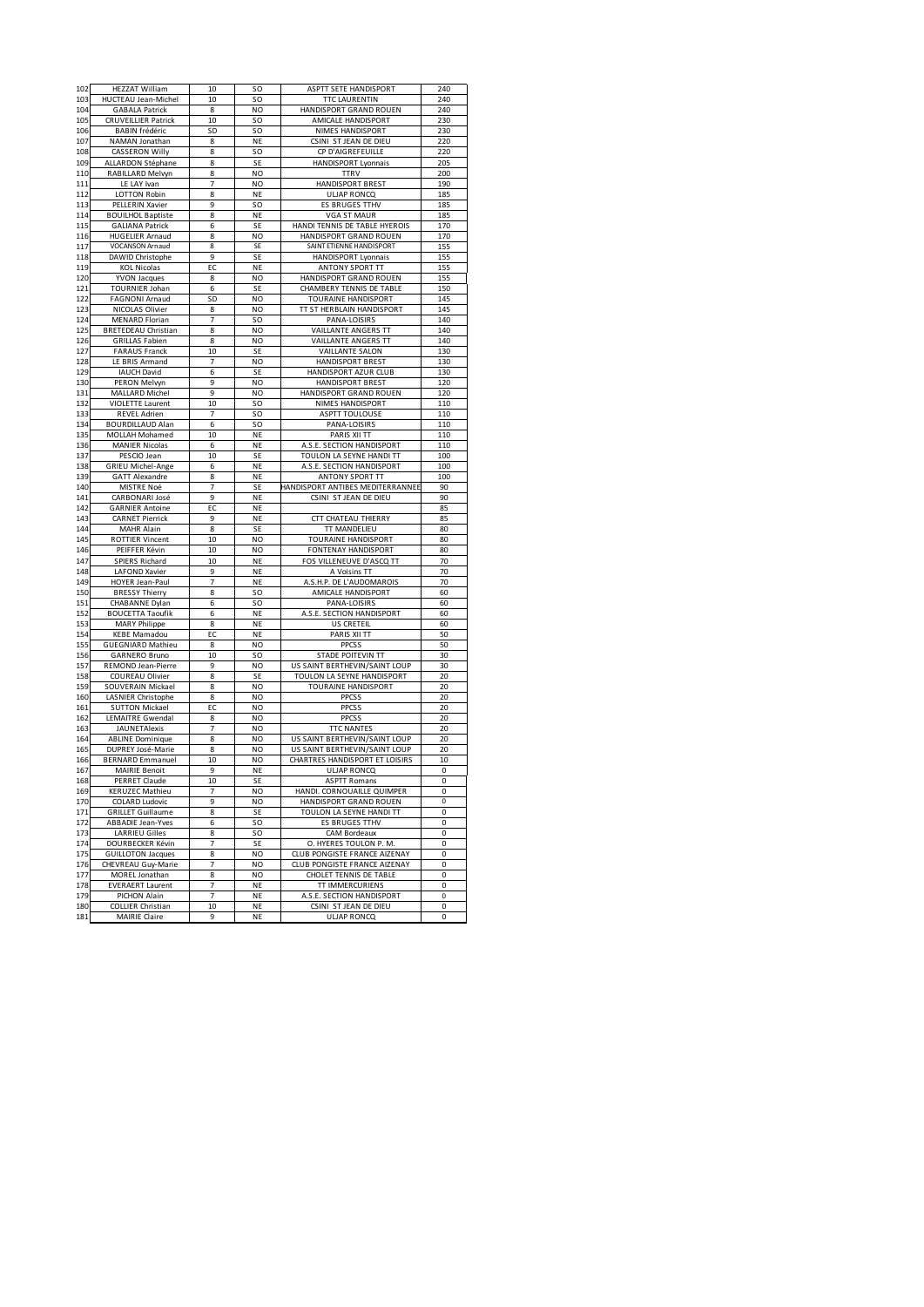| | | | | | |
|---|---|---|---|---|---|
| 102 | HEZZAT William | 10 | SO | ASPTT SETE HANDISPORT | 240 |
| 103 | HUCTEAU Jean-Michel | 10 | SO | TTC LAURENTIN | 240 |
| 104 | GABALA Patrick | 8 | NO | HANDISPORT GRAND ROUEN | 240 |
| 105 | CRUVEILLIER Patrick | 10 | SO | AMICALE HANDISPORT | 230 |
| 106 | BABIN frédéric | SD | SO | NIMES HANDISPORT | 230 |
| 107 | NAMAN Jonathan | 8 | NE | CSINI ST JEAN DE DIEU | 220 |
| 108 | CASSERON Willy | 8 | SO | CP D'AIGREFEUILLE | 220 |
| 109 | ALLARDON Stéphane | 8 | SE | HANDISPORT Lyonnais | 205 |
| 110 | RABILLARD Melvyn | 8 | NO | TTRV | 200 |
| 111 | LE LAY Ivan | 7 | NO | HANDISPORT BREST | 190 |
| 112 | LOTTON Robin | 8 | NE | ULJAP RONCQ | 185 |
| 113 | PELLERIN Xavier | 9 | SO | ES BRUGES TTHV | 185 |
| 114 | BOUILHOL Baptiste | 8 | NE | VGA ST MAUR | 185 |
| 115 | GALIANA Patrick | 6 | SE | HANDI TENNIS DE TABLE HYEROIS | 170 |
| 116 | HUGELIER Arnaud | 8 | NO | HANDISPORT GRAND ROUEN | 170 |
| 117 | VOCANSON Arnaud | 8 | SE | SAINT ETIENNE HANDISPORT | 155 |
| 118 | DAWID Christophe | 9 | SE | HANDISPORT Lyonnais | 155 |
| 119 | KOL Nicolas | EC | NE | ANTONY SPORT TT | 155 |
| 120 | YVON Jacques | 8 | NO | HANDISPORT GRAND ROUEN | 155 |
| 121 | TOURNIER Johan | 6 | SE | CHAMBERY TENNIS DE TABLE | 150 |
| 122 | FAGNONI Arnaud | SD | NO | TOURAINE HANDISPORT | 145 |
| 123 | NICOLAS Olivier | 8 | NO | TT ST HERBLAIN HANDISPORT | 145 |
| 124 | MENARD Florian | 7 | SO | PANA-LOISIRS | 140 |
| 125 | BRETEDEAU Christian | 8 | NO | VAILLANTE ANGERS TT | 140 |
| 126 | GRILLAS Fabien | 8 | NO | VAILLANTE ANGERS TT | 140 |
| 127 | FARAUS Franck | 10 | SE | VAILLANTE SALON | 130 |
| 128 | LE BRIS Armand | 7 | NO | HANDISPORT BREST | 130 |
| 129 | IAUCH David | 6 | SE | HANDISPORT AZUR CLUB | 130 |
| 130 | PERON Melvyn | 9 | NO | HANDISPORT BREST | 120 |
| 131 | MALLARD Michel | 9 | NO | HANDISPORT GRAND ROUEN | 120 |
| 132 | VIOLETTE Laurent | 10 | SO | NIMES HANDISPORT | 110 |
| 133 | REVEL Adrien | 7 | SO | ASPTT TOULOUSE | 110 |
| 134 | BOURDILLAUD Alan | 6 | SO | PANA-LOISIRS | 110 |
| 135 | MOLLAH Mohamed | 10 | NE | PARIS XII TT | 110 |
| 136 | MANIER Nicolas | 6 | NE | A.S.E. SECTION HANDISPORT | 110 |
| 137 | PESCIO Jean | 10 | SE | TOULON LA SEYNE HANDI TT | 100 |
| 138 | GRIEU Michel-Ange | 6 | NE | A.S.E. SECTION HANDISPORT | 100 |
| 139 | GATT Alexandre | 8 | NE | ANTONY SPORT TT | 100 |
| 140 | MISTRE Noé | 7 | SE | HANDISPORT ANTIBES MEDITERRANNEE | 90 |
| 141 | CARBONARI José | 9 | NE | CSINI ST JEAN DE DIEU | 90 |
| 142 | GARNIER Antoine | EC | NE | | 85 |
| 143 | CARNET Pierrick | 9 | NE | CTT CHATEAU THIERRY | 85 |
| 144 | MAHR Alain | 8 | SE | TT MANDELIEU | 80 |
| 145 | ROTTIER Vincent | 10 | NO | TOURAINE HANDISPORT | 80 |
| 146 | PEIFFER Kévin | 10 | NO | FONTENAY HANDISPORT | 80 |
| 147 | SPIERS Richard | 10 | NE | FOS VILLENEUVE D'ASCQ TT | 70 |
| 148 | LAFOND Xavier | 9 | NE | A Voisins TT | 70 |
| 149 | HOYER Jean-Paul | 7 | NE | A.S.H.P. DE L'AUDOMAROIS | 70 |
| 150 | BRESSY Thierry | 8 | SO | AMICALE HANDISPORT | 60 |
| 151 | CHABANNE Dylan | 6 | SO | PANA-LOISIRS | 60 |
| 152 | BOUCETTA Taoufik | 6 | NE | A.S.E. SECTION HANDISPORT | 60 |
| 153 | MARY Philippe | 8 | NE | US CRETEIL | 60 |
| 154 | KEBE Mamadou | EC | NE | PARIS XII TT | 50 |
| 155 | GUEGNIARD Mathieu | 8 | NO | PPCSS | 50 |
| 156 | GARNERO Bruno | 10 | SO | STADE POITEVIN TT | 30 |
| 157 | REMOND Jean-Pierre | 9 | NO | US SAINT BERTHEVIN/SAINT LOUP | 30 |
| 158 | COUREAU Olivier | 8 | SE | TOULON LA SEYNE HANDISPORT | 20 |
| 159 | SOUVERAIN Mickael | 8 | NO | TOURAINE HANDISPORT | 20 |
| 160 | LASNIER Christophe | 8 | NO | PPCSS | 20 |
| 161 | SUTTON Mickael | EC | NO | PPCSS | 20 |
| 162 | LEMAITRE Gwendal | 8 | NO | PPCSS | 20 |
| 163 | JAUNETAlexis | 7 | NO | TTC NANTES | 20 |
| 164 | ABLINE Dominique | 8 | NO | US SAINT BERTHEVIN/SAINT LOUP | 20 |
| 165 | DUPREY José-Marie | 8 | NO | US SAINT BERTHEVIN/SAINT LOUP | 20 |
| 166 | BERNARD Emmanuel | 10 | NO | CHARTRES HANDISPORT ET LOISIRS | 10 |
| 167 | MAIRIE Benoit | 9 | NE | ULJAP RONCQ | 0 |
| 168 | PERRET Claude | 10 | SE | ASPTT Romans | 0 |
| 169 | KERUZEC Mathieu | 7 | NO | HANDI. CORNOUAILLE QUIMPER | 0 |
| 170 | COLARD Ludovic | 9 | NO | HANDISPORT GRAND ROUEN | 0 |
| 171 | GRILLET Guillaume | 8 | SE | TOULON LA SEYNE HANDI TT | 0 |
| 172 | ABBADIE Jean-Yves | 6 | SO | ES BRUGES TTHV | 0 |
| 173 | LARRIEU Gilles | 8 | SO | CAM Bordeaux | 0 |
| 174 | DOURBECKER Kévin | 7 | SE | O. HYERES TOULON P. M. | 0 |
| 175 | GUILLOTON Jacques | 8 | NO | CLUB PONGISTE FRANCE AIZENAY | 0 |
| 176 | CHEVREAU Guy-Marie | 7 | NO | CLUB PONGISTE FRANCE AIZENAY | 0 |
| 177 | MOREL Jonathan | 8 | NO | CHOLET TENNIS DE TABLE | 0 |
| 178 | EVERAERT Laurent | 7 | NE | TT IMMERCURIENS | 0 |
| 179 | PICHON Alain | 7 | NE | A.S.E. SECTION HANDISPORT | 0 |
| 180 | COLLIER Christian | 10 | NE | CSINI ST JEAN DE DIEU | 0 |
| 181 | MAIRIE Claire | 9 | NE | ULJAP RONCQ | 0 |